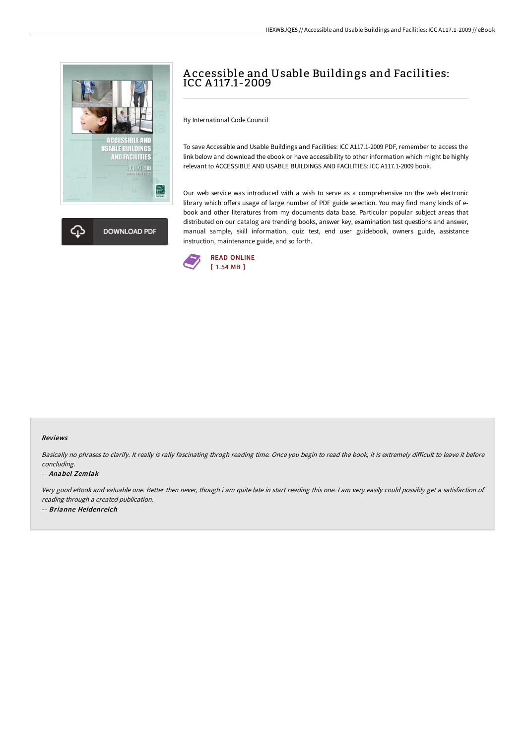# Accessible and Usable Buildings and Facilities: ICC A117.1-2009

By International Code Council

To save Accessible and Usable Buildings and Facilities: ICC A117.1-2009 PDF, remember to access the link below and download the ebook or have accessibility to other information which might be highly relevant to ACCESSIBLE AND USABLE BUILDINGS AND FACILITIES: ICC A117.1-2009 book.

Our web service was introduced with a wish to serve as a comprehensive on the web electronic library which offers usage of large number of PDF guide selection. You may find many kinds of e-book and other literatures from my documents data base. Particular popular subject areas that distributed on our catalog are trending books, answer key, examination test questions and answer, manual sample, skill information, quiz test, end user guidebook, owners guide, assistance instruction, maintenance guide, and so forth.

DOWNLOAD PDF

READ ONLINE
[ 1.54 MB ]

## Reviews

*Basically no phrases to clarify. It really is rally fascinating throgh reading time. Once you begin to read the book, it is extremely difficult to leave it before concluding.*

-- ***Anabel Zemlak***

*Very good eBook and valuable one. Better then never, though i am quite late in start reading this one. I am very easily could possibly get a satisfaction of reading through a created publication.*

-- ***Brianne Heidenreich***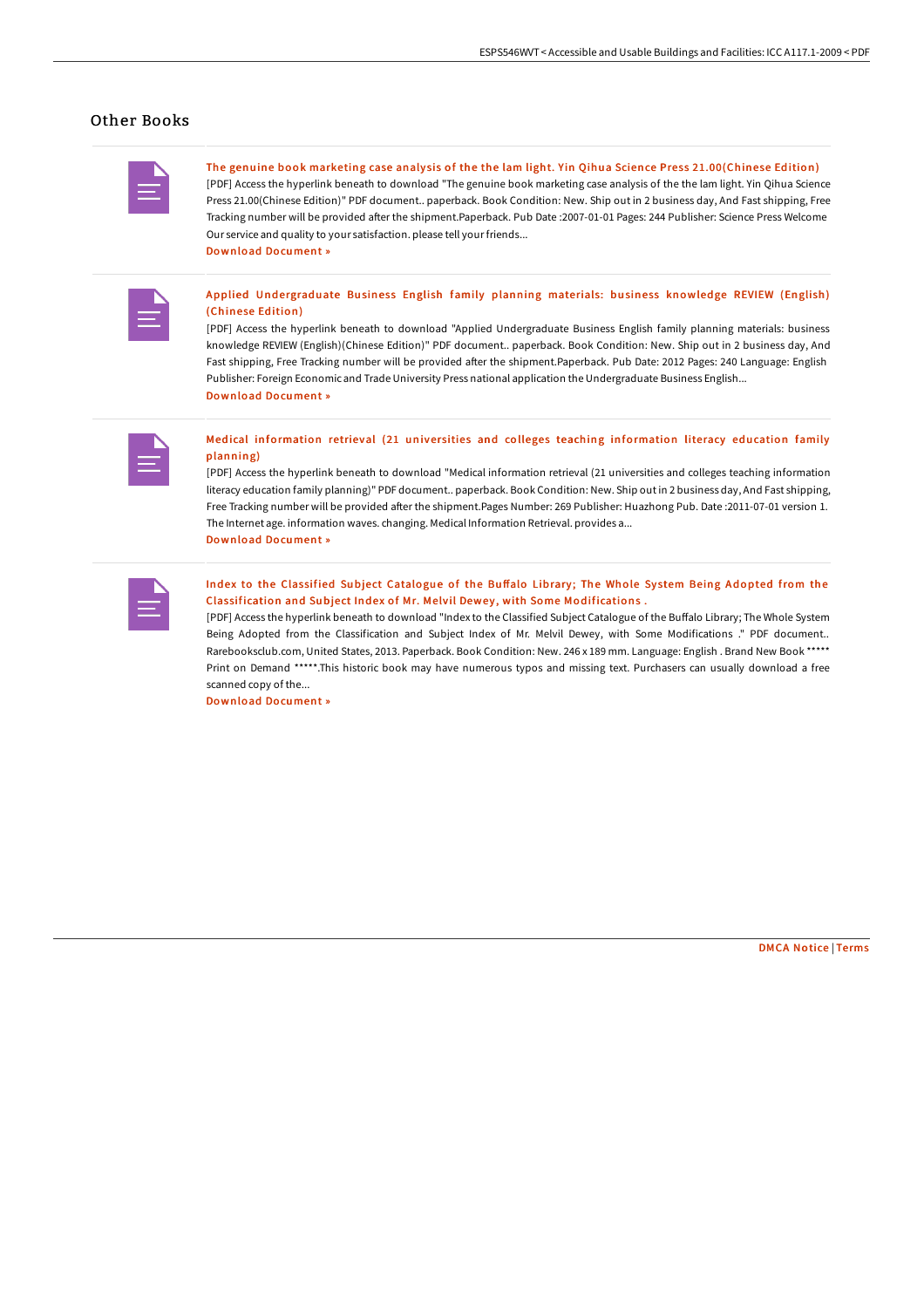## Other Books

**The genuine book marketing case analysis of the the lam light. Yin Qihua Science Press 21.00(Chinese Edition)**

[PDF] Access the hyperlink beneath to download "The genuine book marketing case analysis of the the lam light. Yin Qihua Science Press 21.00(Chinese Edition)" PDF document.. paperback. Book Condition: New. Ship out in 2 business day, And Fast shipping, Free Tracking number will be provided after the shipment.Paperback. Pub Date :2007-01-01 Pages: 244 Publisher: Science Press Welcome Our service and quality to your satisfaction. please tell your friends...

Download Document »

**Applied Undergraduate Business English family planning materials: business knowledge REVIEW (English)(Chinese Edition)**

[PDF] Access the hyperlink beneath to download "Applied Undergraduate Business English family planning materials: business knowledge REVIEW (English)(Chinese Edition)" PDF document.. paperback. Book Condition: New. Ship out in 2 business day, And Fast shipping, Free Tracking number will be provided after the shipment.Paperback. Pub Date: 2012 Pages: 240 Language: English Publisher: Foreign Economic and Trade University Press national application the Undergraduate Business English...

Download Document »

**Medical information retrieval (21 universities and colleges teaching information literacy education family planning)**

[PDF] Access the hyperlink beneath to download "Medical information retrieval (21 universities and colleges teaching information literacy education family planning)" PDF document.. paperback. Book Condition: New. Ship out in 2 business day, And Fast shipping, Free Tracking number will be provided after the shipment.Pages Number: 269 Publisher: Huazhong Pub. Date :2011-07-01 version 1. The Internet age. information waves. changing. Medical Information Retrieval. provides a...

Download Document »

**Index to the Classified Subject Catalogue of the Buffalo Library; The Whole System Being Adopted from the Classification and Subject Index of Mr. Melvil Dewey, with Some Modifications .**

[PDF] Access the hyperlink beneath to download "Index to the Classified Subject Catalogue of the Buffalo Library; The Whole System Being Adopted from the Classification and Subject Index of Mr. Melvil Dewey, with Some Modifications ." PDF document.. Rarebooksclub.com, United States, 2013. Paperback. Book Condition: New. 246 x 189 mm. Language: English . Brand New Book ***** Print on Demand *****.This historic book may have numerous typos and missing text. Purchasers can usually download a free scanned copy of the...

Download Document »